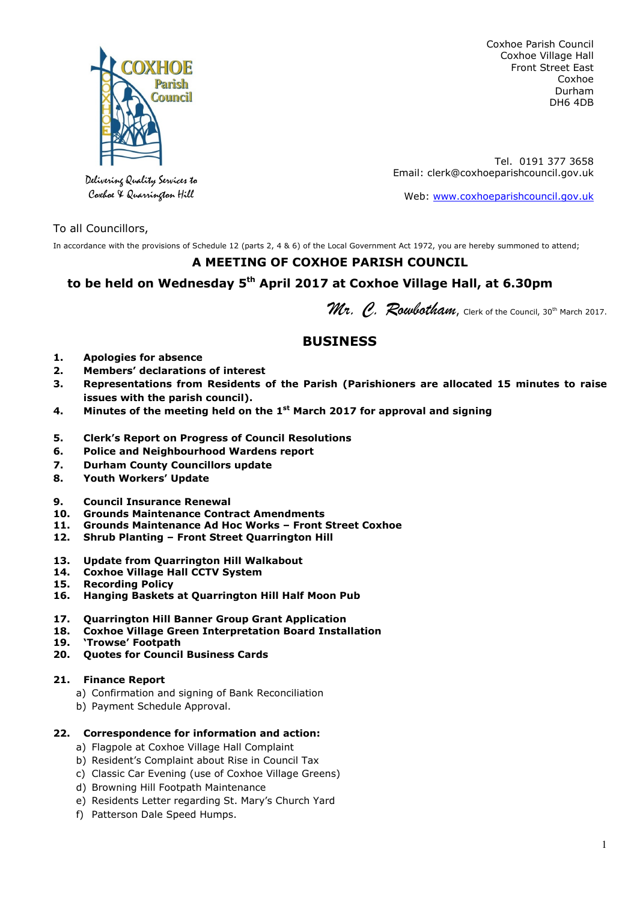Coxhoe Parish Council
Coxhoe Village Hall
Front Street East
Coxhoe
Durham
DH6 4DB

Tel. 0191 377 3658
Email: clerk@coxhoeparishcouncil.gov.uk

Web: www.coxhoeparishcouncil.gov.uk

*Delivering Quality Services to Coxhoe & Quarrington Hill*

To all Councillors,

In accordance with the provisions of Schedule 12 (parts 2, 4 & 6) of the Local Government Act 1972, you are hereby summoned to attend;

## A MEETING OF COXHOE PARISH COUNCIL

## to be held on Wednesday 5th April 2017 at Coxhoe Village Hall, at 6.30pm

*Mr. C. Rowbotham*, Clerk of the Council, 30th March 2017.

## BUSINESS

1. **Apologies for absence**
2. **Members' declarations of interest**
3. **Representations from Residents of the Parish (Parishioners are allocated 15 minutes to raise issues with the parish council).**
4. **Minutes of the meeting held on the 1st March 2017 for approval and signing**

5. **Clerk's Report on Progress of Council Resolutions**
6. **Police and Neighbourhood Wardens report**
7. **Durham County Councillors update**
8. **Youth Workers' Update**

9. **Council Insurance Renewal**
10. **Grounds Maintenance Contract Amendments**
11. **Grounds Maintenance Ad Hoc Works – Front Street Coxhoe**
12. **Shrub Planting – Front Street Quarrington Hill**

13. **Update from Quarrington Hill Walkabout**
14. **Coxhoe Village Hall CCTV System**
15. **Recording Policy**
16. **Hanging Baskets at Quarrington Hill Half Moon Pub**

17. **Quarrington Hill Banner Group Grant Application**
18. **Coxhoe Village Green Interpretation Board Installation**
19. **'Trowse' Footpath**
20. **Quotes for Council Business Cards**

21. **Finance Report**
    a) Confirmation and signing of Bank Reconciliation
    b) Payment Schedule Approval.

22. **Correspondence for information and action:**
    a) Flagpole at Coxhoe Village Hall Complaint
    b) Resident's Complaint about Rise in Council Tax
    c) Classic Car Evening (use of Coxhoe Village Greens)
    d) Browning Hill Footpath Maintenance
    e) Residents Letter regarding St. Mary's Church Yard
    f) Patterson Dale Speed Humps.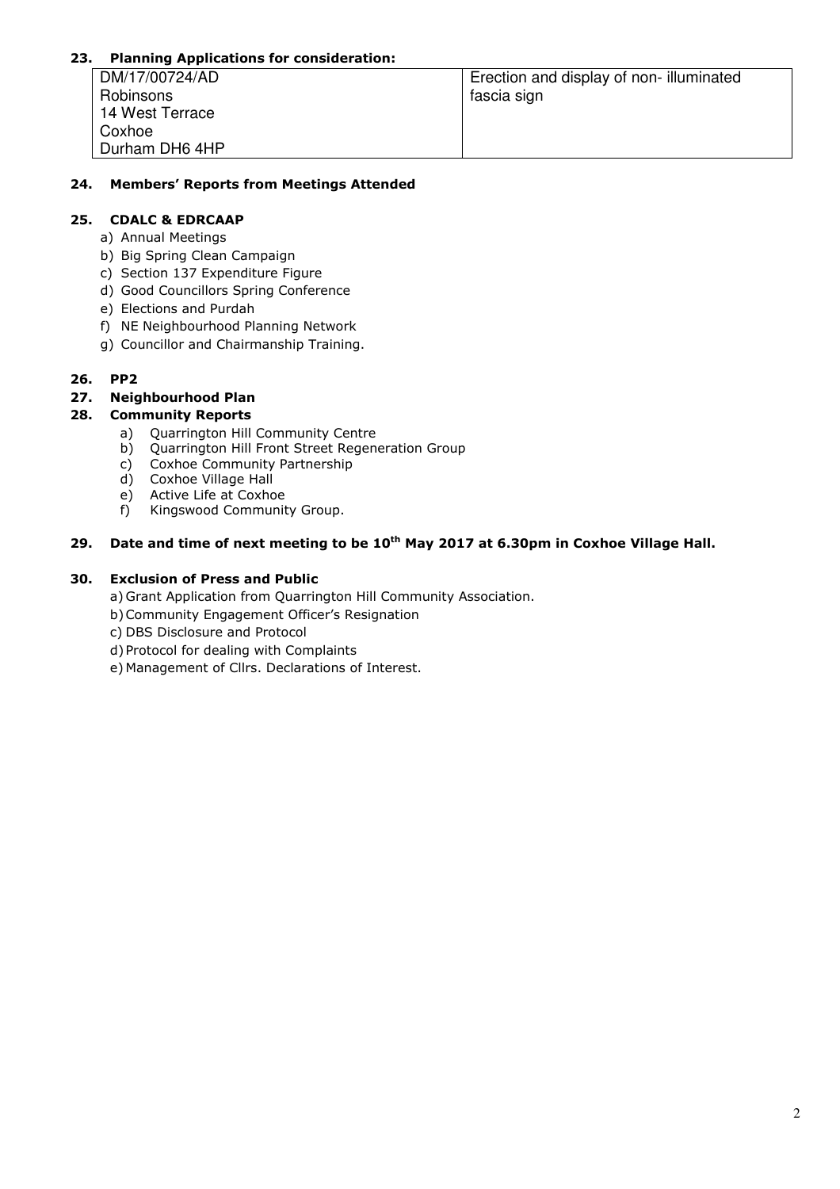**23. Planning Applications for consideration:**

| | |
|---|---|
| DM/17/00724/AD<br>Robinsons<br>14 West Terrace<br>Coxhoe<br>Durham DH6 4HP | Erection and display of non- illuminated fascia sign |

**24. Members' Reports from Meetings Attended**

**25. CDALC & EDRCAAP**

a) Annual Meetings
b) Big Spring Clean Campaign
c) Section 137 Expenditure Figure
d) Good Councillors Spring Conference
e) Elections and Purdah
f) NE Neighbourhood Planning Network
g) Councillor and Chairmanship Training.

**26. PP2**

**27. Neighbourhood Plan**

**28. Community Reports**

a) Quarrington Hill Community Centre
b) Quarrington Hill Front Street Regeneration Group
c) Coxhoe Community Partnership
d) Coxhoe Village Hall
e) Active Life at Coxhoe
f) Kingswood Community Group.

**29. Date and time of next meeting to be 10th May 2017 at 6.30pm in Coxhoe Village Hall.**

**30. Exclusion of Press and Public**

a) Grant Application from Quarrington Hill Community Association.
b) Community Engagement Officer's Resignation
c) DBS Disclosure and Protocol
d) Protocol for dealing with Complaints
e) Management of Cllrs. Declarations of Interest.